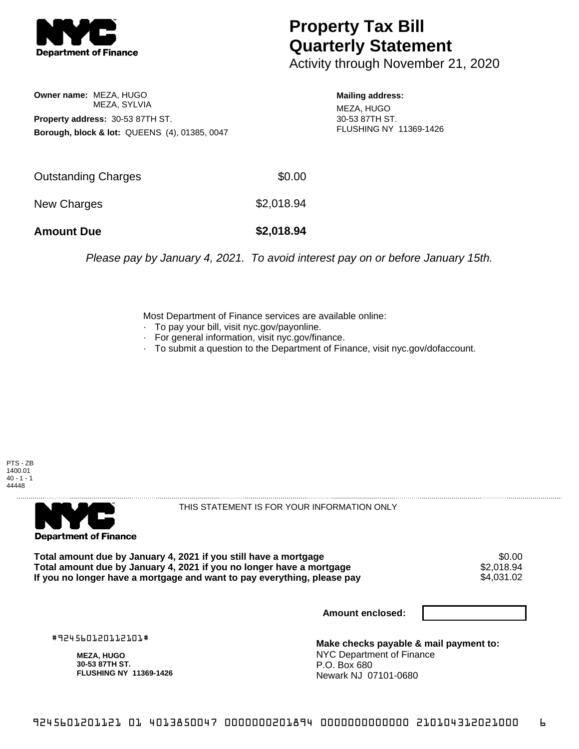# Property Tax Bill Quarterly Statement

Activity through November 21, 2020

**Owner name:** MEZA, HUGO
MEZA, SYLVIA

**Property address:** 30-53 87TH ST.

**Borough, block & lot:** QUEENS (4), 01385, 0047

**Mailing address:**
MEZA, HUGO
30-53 87TH ST.
FLUSHING NY 11369-1426

| | |
|---|---|
| Outstanding Charges | $0.00 |
| New Charges | $2,018.94 |
| **Amount Due** | **$2,018.94** |

*Please pay by January 4, 2021. To avoid interest pay on or before January 15th.*

Most Department of Finance services are available online:
- To pay your bill, visit nyc.gov/payonline.
- For general information, visit nyc.gov/finance.
- To submit a question to the Department of Finance, visit nyc.gov/dofaccount.

PTS - ZB
1400.01
40 - 1 - 1
44448

THIS STATEMENT IS FOR YOUR INFORMATION ONLY

| | |
|---|---|
| **Total amount due by January 4, 2021 if you still have a mortgage** | $0.00 |
| **Total amount due by January 4, 2021 if you no longer have a mortgage** | $2,018.94 |
| **If you no longer have a mortgage and want to pay everything, please pay** | $4,031.02 |

**Amount enclosed:**

#924560120112101#

**MEZA, HUGO**
**30-53 87TH ST.**
**FLUSHING NY 11369-1426**

**Make checks payable & mail payment to:**
NYC Department of Finance
P.O. Box 680
Newark NJ 07101-0680

9245601201121 01 4013850047 0000000201894 0000000000000 210104312021000 6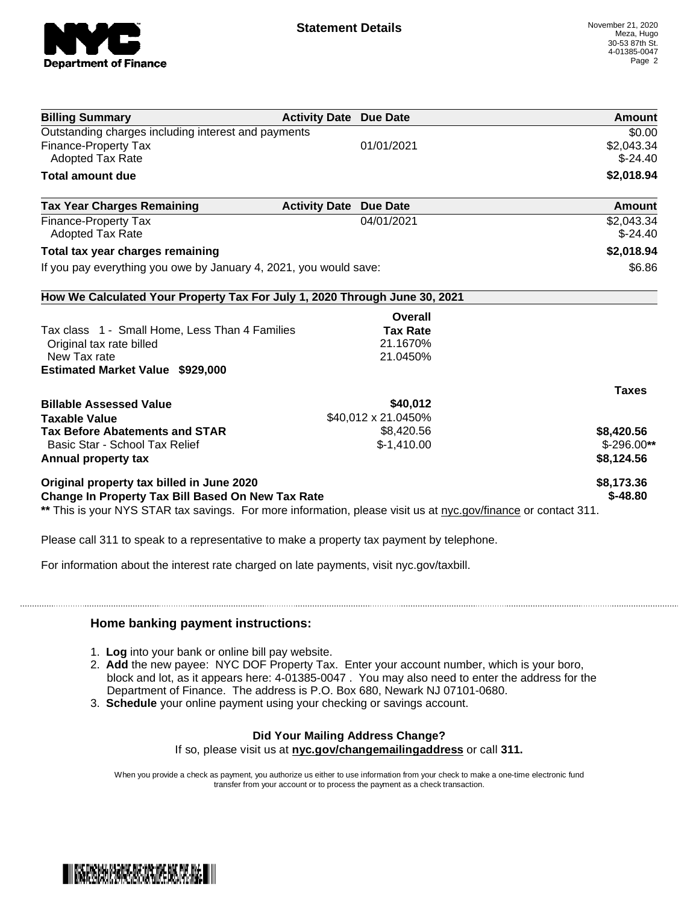## Statement Details

November 21, 2020
Meza, Hugo
30-53 87th St.
4-01385-0047

| Billing Summary | Activity Date | Due Date | Amount |
| --- | --- | --- | --- |
| Outstanding charges including interest and payments | | | $0.00 |
| Finance-Property Tax | | 01/01/2021 | $2,043.34 |
| Adopted Tax Rate | | | $-24.40 |
| **Total amount due** | | | **$2,018.94** |

| Tax Year Charges Remaining | Activity Date | Due Date | Amount |
| --- | --- | --- | --- |
| Finance-Property Tax | | 04/01/2021 | $2,043.34 |
| Adopted Tax Rate | | | $-24.40 |
| **Total tax year charges remaining** | | | **$2,018.94** |
| If you pay everything you owe by January 4, 2021, you would save: | | | $6.86 |

### How We Calculated Your Property Tax For July 1, 2020 Through June 30, 2021

| | Overall Tax Rate | Taxes |
| --- | --- | --- |
| Tax class 1 - Small Home, Less Than 4 Families | | |
| Original tax rate billed | 21.1670% | |
| New Tax rate | 21.0450% | |
| **Estimated Market Value $929,000** | | |
| **Billable Assessed Value** | **$40,012** | |
| **Taxable Value** | $40,012 x 21.0450% | |
| **Tax Before Abatements and STAR** | $8,420.56 | **$8,420.56** |
| Basic Star - School Tax Relief | $-1,410.00 | $-296.00** |
| **Annual property tax** | | **$8,124.56** |
| **Original property tax billed in June 2020** | | **$8,173.36** |
| **Change In Property Tax Bill Based On New Tax Rate** | | **$-48.80** |

** This is your NYS STAR tax savings. For more information, please visit us at nyc.gov/finance or contact 311.

Please call 311 to speak to a representative to make a property tax payment by telephone.

For information about the interest rate charged on late payments, visit nyc.gov/taxbill.

### Home banking payment instructions:

1. **Log** into your bank or online bill pay website.
2. **Add** the new payee: NYC DOF Property Tax. Enter your account number, which is your boro, block and lot, as it appears here: 4-01385-0047 . You may also need to enter the address for the Department of Finance. The address is P.O. Box 680, Newark NJ 07101-0680.
3. **Schedule** your online payment using your checking or savings account.

**Did Your Mailing Address Change?**
If so, please visit us at **nyc.gov/changemailingaddress** or call **311.**

When you provide a check as payment, you authorize us either to use information from your check to make a one-time electronic fund transfer from your account or to process the payment as a check transaction.